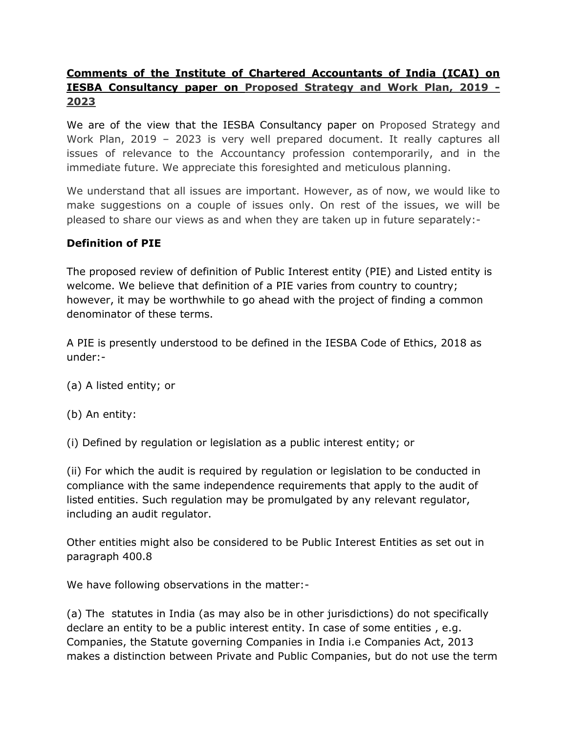**Comments of the Institute of Chartered Accountants of India (ICAI) on IESBA Consultancy paper on Proposed Strategy and Work Plan, 2019 - 2023**

We are of the view that the IESBA Consultancy paper on Proposed Strategy and Work Plan, 2019 – 2023 is very well prepared document. It really captures all issues of relevance to the Accountancy profession contemporarily, and in the immediate future. We appreciate this foresighted and meticulous planning.

We understand that all issues are important. However, as of now, we would like to make suggestions on a couple of issues only. On rest of the issues, we will be pleased to share our views as and when they are taken up in future separately:-

**Definition of PIE**

The proposed review of definition of Public Interest entity (PIE) and Listed entity is welcome. We believe that definition of a PIE varies from country to country; however, it may be worthwhile to go ahead with the project of finding a common denominator of these terms.

A PIE is presently understood to be defined in the IESBA Code of Ethics, 2018 as under:-

(a) A listed entity; or

(b) An entity:

(i) Defined by regulation or legislation as a public interest entity; or

(ii) For which the audit is required by regulation or legislation to be conducted in compliance with the same independence requirements that apply to the audit of listed entities. Such regulation may be promulgated by any relevant regulator, including an audit regulator.

Other entities might also be considered to be Public Interest Entities as set out in paragraph 400.8

We have following observations in the matter:-

(a) The statutes in India (as may also be in other jurisdictions) do not specifically declare an entity to be a public interest entity. In case of some entities , e.g. Companies, the Statute governing Companies in India i.e Companies Act, 2013 makes a distinction between Private and Public Companies, but do not use the term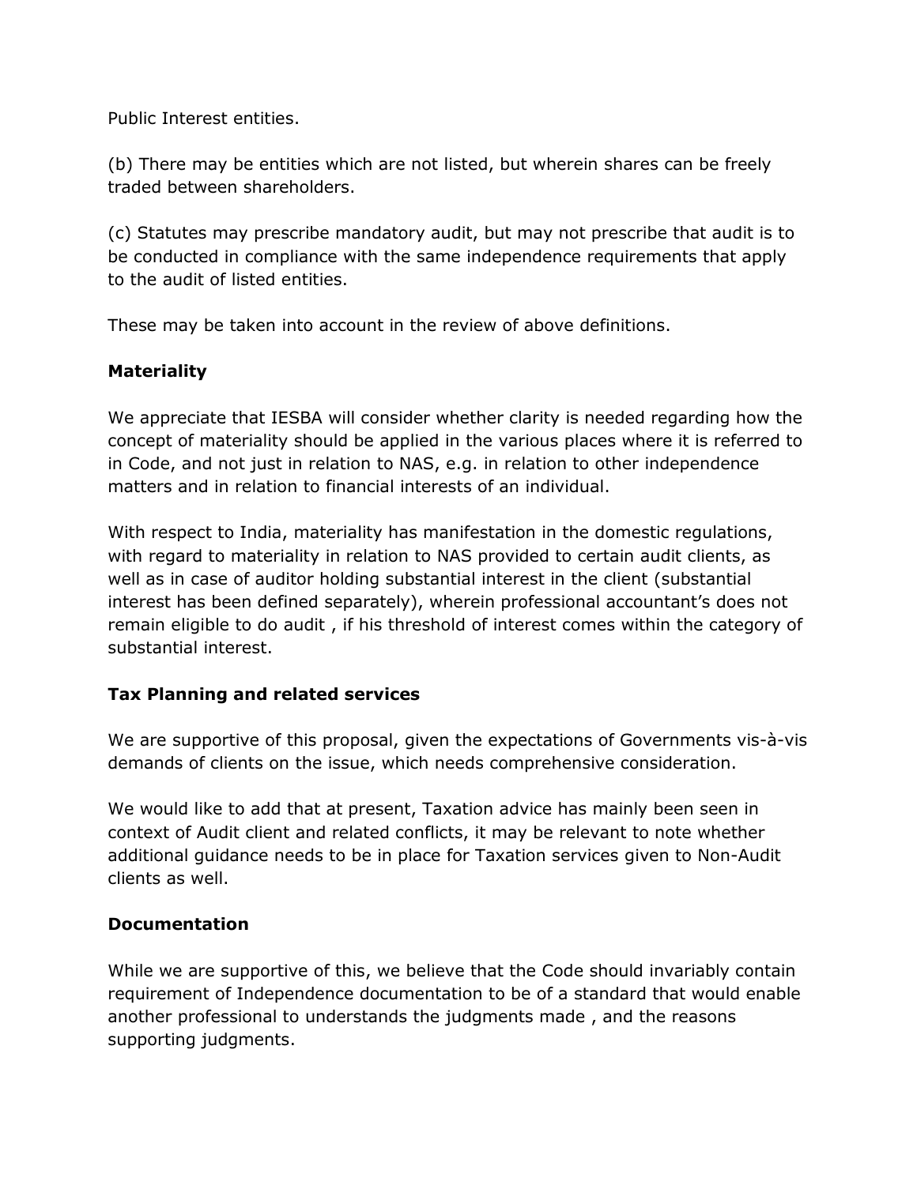Public Interest entities.

(b) There may be entities which are not listed, but wherein shares can be freely traded between shareholders.

(c) Statutes may prescribe mandatory audit, but may not prescribe that audit is to be conducted in compliance with the same independence requirements that apply to the audit of listed entities.

These may be taken into account in the review of above definitions.

**Materiality**

We appreciate that IESBA will consider whether clarity is needed regarding how the concept of materiality should be applied in the various places where it is referred to in Code, and not just in relation to NAS, e.g. in relation to other independence matters and in relation to financial interests of an individual.

With respect to India, materiality has manifestation in the domestic regulations, with regard to materiality in relation to NAS provided to certain audit clients, as well as in case of auditor holding substantial interest in the client (substantial interest has been defined separately), wherein professional accountant's does not remain eligible to do audit , if his threshold of interest comes within the category of substantial interest.

**Tax Planning and related services**

We are supportive of this proposal, given the expectations of Governments vis-à-vis demands of clients on the issue, which needs comprehensive consideration.

We would like to add that at present, Taxation advice has mainly been seen in context of Audit client and related conflicts, it may be relevant to note whether additional guidance needs to be in place for Taxation services given to Non-Audit clients as well.

**Documentation**

While we are supportive of this, we believe that the Code should invariably contain requirement of Independence documentation to be of a standard that would enable another professional to understands the judgments made , and the reasons supporting judgments.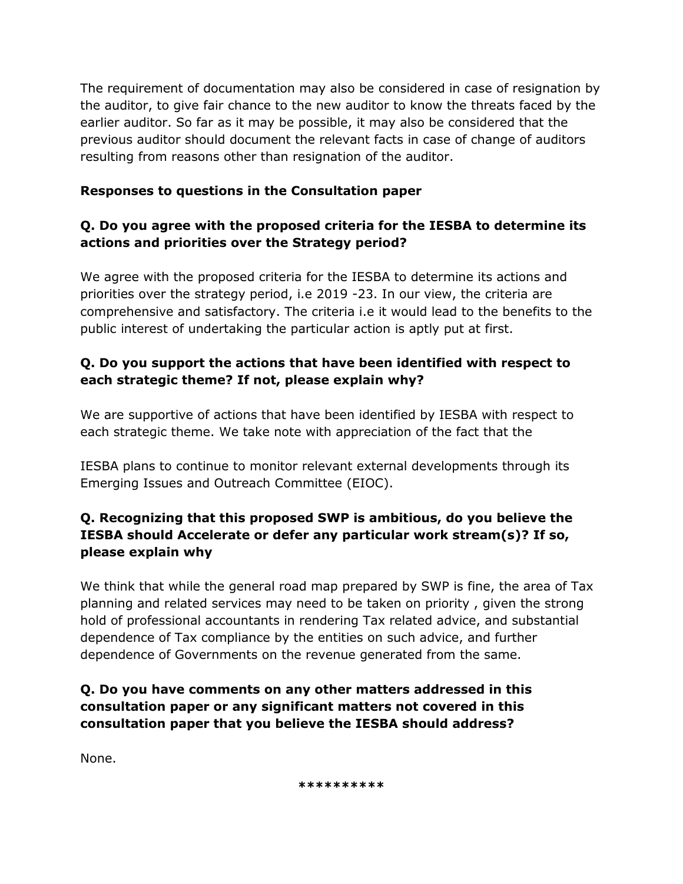The requirement of documentation may also be considered in case of resignation by the auditor, to give fair chance to the new auditor to know the threats faced by the earlier auditor. So far as it may be possible, it may also be considered that the previous auditor should document the relevant facts in case of change of auditors resulting from reasons other than resignation of the auditor.

**Responses to questions in the Consultation paper**

**Q. Do you agree with the proposed criteria for the IESBA to determine its actions and priorities over the Strategy period?**

We agree with the proposed criteria for the IESBA to determine its actions and priorities over the strategy period, i.e 2019 -23. In our view, the criteria are comprehensive and satisfactory. The criteria i.e it would lead to the benefits to the public interest of undertaking the particular action is aptly put at first.

**Q. Do you support the actions that have been identified with respect to each strategic theme? If not, please explain why?**

We are supportive of actions that have been identified by IESBA with respect to each strategic theme. We take note with appreciation of the fact that the

IESBA plans to continue to monitor relevant external developments through its Emerging Issues and Outreach Committee (EIOC).

**Q. Recognizing that this proposed SWP is ambitious, do you believe the IESBA should Accelerate or defer any particular work stream(s)? If so, please explain why**

We think that while the general road map prepared by SWP is fine, the area of Tax planning and related services may need to be taken on priority , given the strong hold of professional accountants in rendering Tax related advice, and substantial dependence of Tax compliance by the entities on such advice, and further dependence of Governments on the revenue generated from the same.

**Q. Do you have comments on any other matters addressed in this consultation paper or any significant matters not covered in this consultation paper that you believe the IESBA should address?**

None.

**\*\*\*\*\*\*\*\*\*\***